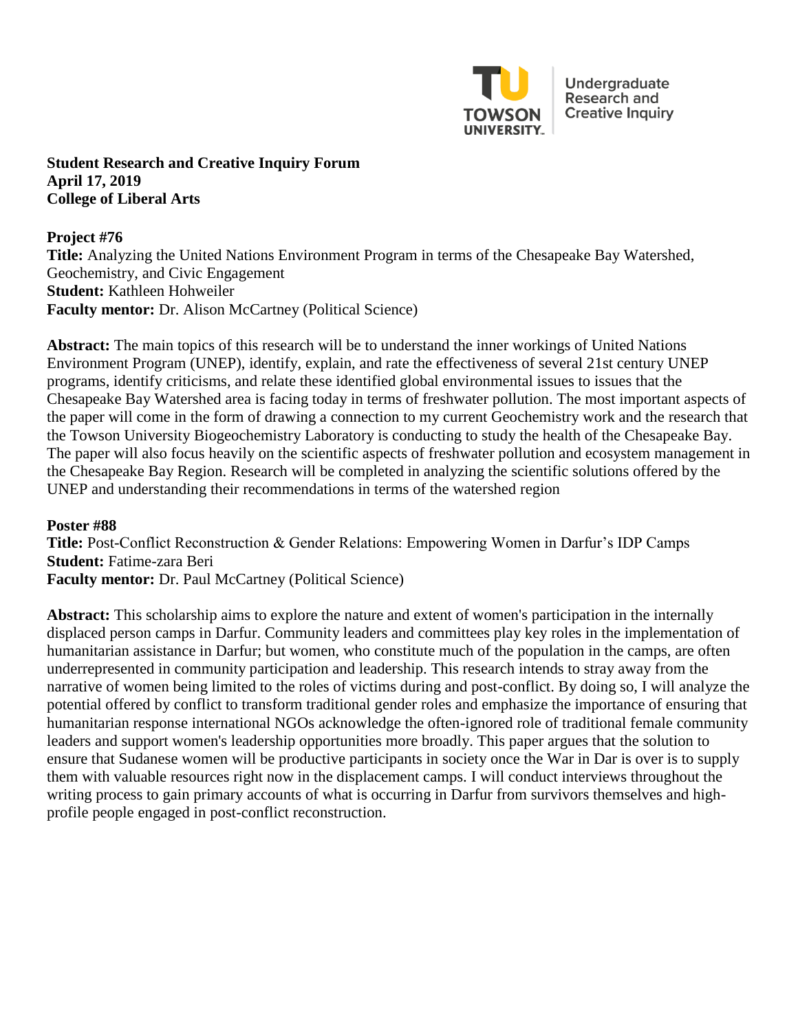Undergraduate Research and Creative Inquiry

**Student Research and Creative Inquiry Forum**
**April 17, 2019**
**College of Liberal Arts**

**Project #76**
**Title:** Analyzing the United Nations Environment Program in terms of the Chesapeake Bay Watershed, Geochemistry, and Civic Engagement
**Student:** Kathleen Hohweiler
**Faculty mentor:** Dr. Alison McCartney (Political Science)

**Abstract:** The main topics of this research will be to understand the inner workings of United Nations Environment Program (UNEP), identify, explain, and rate the effectiveness of several 21st century UNEP programs, identify criticisms, and relate these identified global environmental issues to issues that the Chesapeake Bay Watershed area is facing today in terms of freshwater pollution. The most important aspects of the paper will come in the form of drawing a connection to my current Geochemistry work and the research that the Towson University Biogeochemistry Laboratory is conducting to study the health of the Chesapeake Bay. The paper will also focus heavily on the scientific aspects of freshwater pollution and ecosystem management in the Chesapeake Bay Region. Research will be completed in analyzing the scientific solutions offered by the UNEP and understanding their recommendations in terms of the watershed region

**Poster #88**
**Title:** Post-Conflict Reconstruction & Gender Relations: Empowering Women in Darfur's IDP Camps
**Student:** Fatime-zara Beri
**Faculty mentor:** Dr. Paul McCartney (Political Science)

**Abstract:** This scholarship aims to explore the nature and extent of women's participation in the internally displaced person camps in Darfur. Community leaders and committees play key roles in the implementation of humanitarian assistance in Darfur; but women, who constitute much of the population in the camps, are often underrepresented in community participation and leadership. This research intends to stray away from the narrative of women being limited to the roles of victims during and post-conflict. By doing so, I will analyze the potential offered by conflict to transform traditional gender roles and emphasize the importance of ensuring that humanitarian response international NGOs acknowledge the often-ignored role of traditional female community leaders and support women's leadership opportunities more broadly. This paper argues that the solution to ensure that Sudanese women will be productive participants in society once the War in Dar is over is to supply them with valuable resources right now in the displacement camps. I will conduct interviews throughout the writing process to gain primary accounts of what is occurring in Darfur from survivors themselves and high-profile people engaged in post-conflict reconstruction.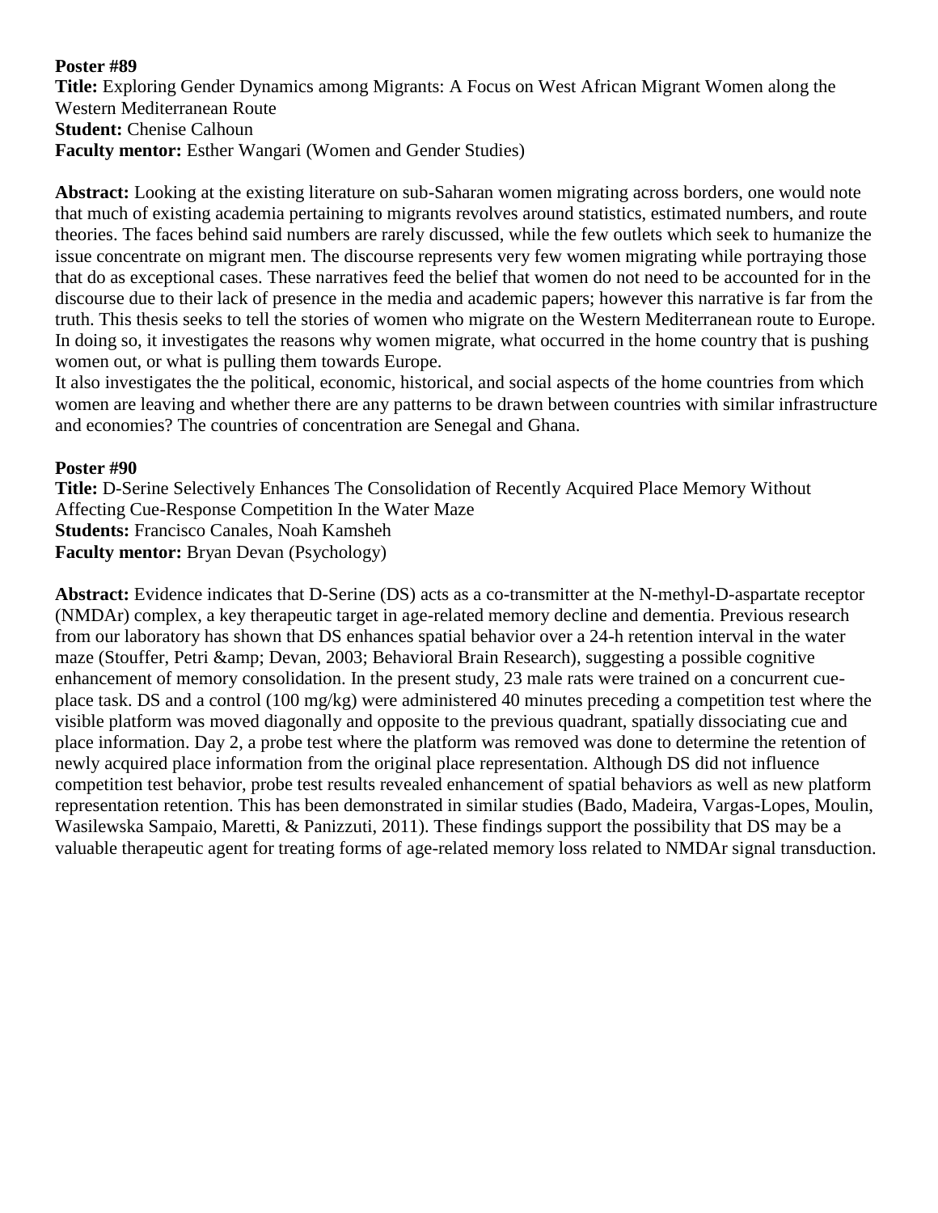**Poster #89**
**Title:** Exploring Gender Dynamics among Migrants: A Focus on West African Migrant Women along the Western Mediterranean Route
**Student:** Chenise Calhoun
**Faculty mentor:** Esther Wangari (Women and Gender Studies)

**Abstract:** Looking at the existing literature on sub-Saharan women migrating across borders, one would note that much of existing academia pertaining to migrants revolves around statistics, estimated numbers, and route theories. The faces behind said numbers are rarely discussed, while the few outlets which seek to humanize the issue concentrate on migrant men. The discourse represents very few women migrating while portraying those that do as exceptional cases. These narratives feed the belief that women do not need to be accounted for in the discourse due to their lack of presence in the media and academic papers; however this narrative is far from the truth. This thesis seeks to tell the stories of women who migrate on the Western Mediterranean route to Europe. In doing so, it investigates the reasons why women migrate, what occurred in the home country that is pushing women out, or what is pulling them towards Europe.
It also investigates the the political, economic, historical, and social aspects of the home countries from which women are leaving and whether there are any patterns to be drawn between countries with similar infrastructure and economies? The countries of concentration are Senegal and Ghana.

**Poster #90**
**Title:** D-Serine Selectively Enhances The Consolidation of Recently Acquired Place Memory Without Affecting Cue-Response Competition In the Water Maze
**Students:** Francisco Canales, Noah Kamsheh
**Faculty mentor:** Bryan Devan (Psychology)

**Abstract:** Evidence indicates that D-Serine (DS) acts as a co-transmitter at the N-methyl-D-aspartate receptor (NMDAr) complex, a key therapeutic target in age-related memory decline and dementia. Previous research from our laboratory has shown that DS enhances spatial behavior over a 24-h retention interval in the water maze (Stouffer, Petri &amp; Devan, 2003; Behavioral Brain Research), suggesting a possible cognitive enhancement of memory consolidation. In the present study, 23 male rats were trained on a concurrent cue-place task. DS and a control (100 mg/kg) were administered 40 minutes preceding a competition test where the visible platform was moved diagonally and opposite to the previous quadrant, spatially dissociating cue and place information. Day 2, a probe test where the platform was removed was done to determine the retention of newly acquired place information from the original place representation. Although DS did not influence competition test behavior, probe test results revealed enhancement of spatial behaviors as well as new platform representation retention. This has been demonstrated in similar studies (Bado, Madeira, Vargas-Lopes, Moulin, Wasilewska Sampaio, Maretti, & Panizzuti, 2011). These findings support the possibility that DS may be a valuable therapeutic agent for treating forms of age-related memory loss related to NMDAr signal transduction.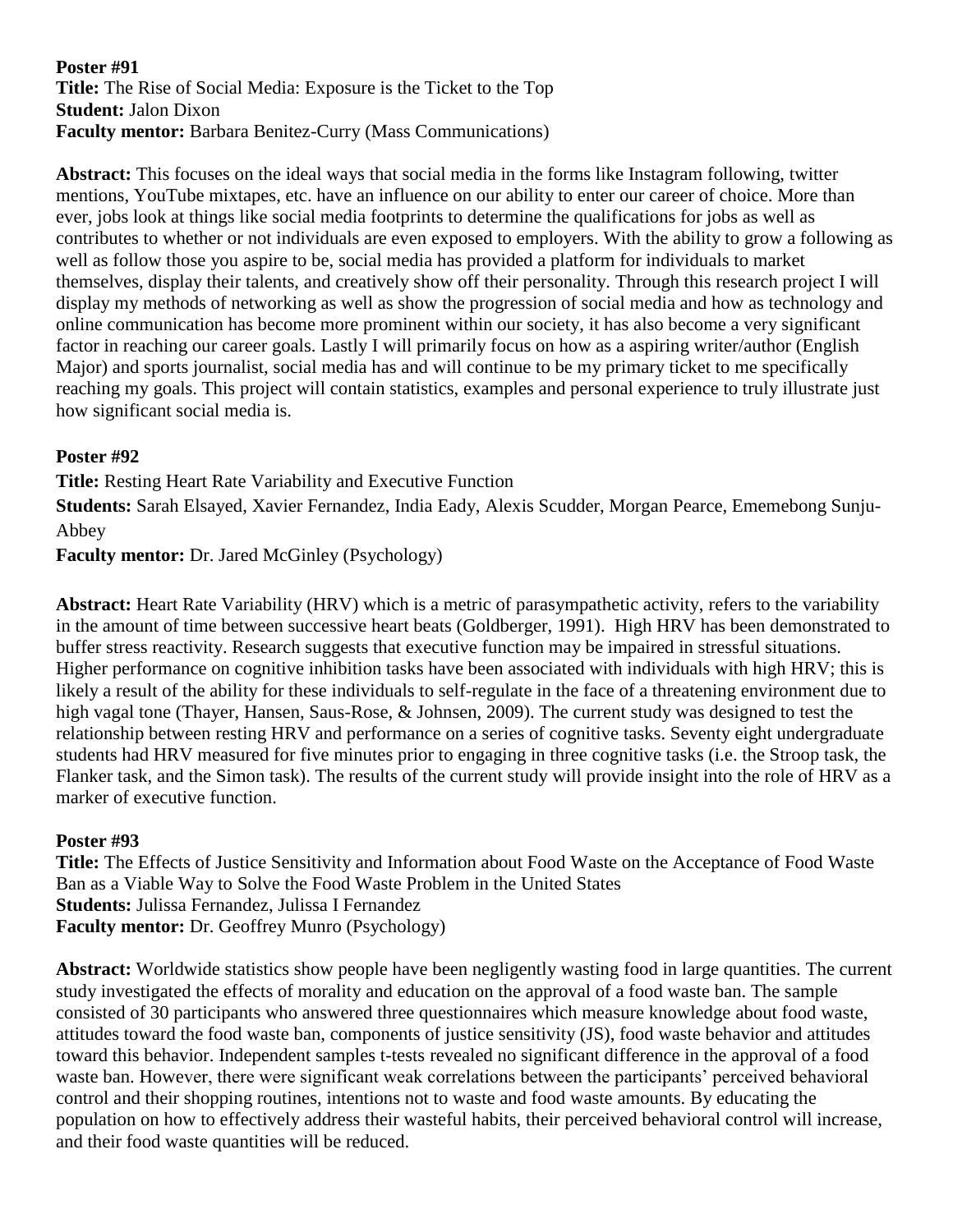**Poster #91**
**Title:** The Rise of Social Media: Exposure is the Ticket to the Top
**Student:** Jalon Dixon
**Faculty mentor:** Barbara Benitez-Curry (Mass Communications)

**Abstract:** This focuses on the ideal ways that social media in the forms like Instagram following, twitter mentions, YouTube mixtapes, etc. have an influence on our ability to enter our career of choice. More than ever, jobs look at things like social media footprints to determine the qualifications for jobs as well as contributes to whether or not individuals are even exposed to employers. With the ability to grow a following as well as follow those you aspire to be, social media has provided a platform for individuals to market themselves, display their talents, and creatively show off their personality. Through this research project I will display my methods of networking as well as show the progression of social media and how as technology and online communication has become more prominent within our society, it has also become a very significant factor in reaching our career goals. Lastly I will primarily focus on how as a aspiring writer/author (English Major) and sports journalist, social media has and will continue to be my primary ticket to me specifically reaching my goals. This project will contain statistics, examples and personal experience to truly illustrate just how significant social media is.

**Poster #92**
**Title:** Resting Heart Rate Variability and Executive Function
**Students:** Sarah Elsayed, Xavier Fernandez, India Eady, Alexis Scudder, Morgan Pearce, Ememebong Sunju-Abbey
**Faculty mentor:** Dr. Jared McGinley (Psychology)

**Abstract:** Heart Rate Variability (HRV) which is a metric of parasympathetic activity, refers to the variability in the amount of time between successive heart beats (Goldberger, 1991). High HRV has been demonstrated to buffer stress reactivity. Research suggests that executive function may be impaired in stressful situations. Higher performance on cognitive inhibition tasks have been associated with individuals with high HRV; this is likely a result of the ability for these individuals to self-regulate in the face of a threatening environment due to high vagal tone (Thayer, Hansen, Saus-Rose, & Johnsen, 2009). The current study was designed to test the relationship between resting HRV and performance on a series of cognitive tasks. Seventy eight undergraduate students had HRV measured for five minutes prior to engaging in three cognitive tasks (i.e. the Stroop task, the Flanker task, and the Simon task). The results of the current study will provide insight into the role of HRV as a marker of executive function.

**Poster #93**
**Title:** The Effects of Justice Sensitivity and Information about Food Waste on the Acceptance of Food Waste Ban as a Viable Way to Solve the Food Waste Problem in the United States
**Students:** Julissa Fernandez, Julissa I Fernandez
**Faculty mentor:** Dr. Geoffrey Munro (Psychology)

**Abstract:** Worldwide statistics show people have been negligently wasting food in large quantities. The current study investigated the effects of morality and education on the approval of a food waste ban. The sample consisted of 30 participants who answered three questionnaires which measure knowledge about food waste, attitudes toward the food waste ban, components of justice sensitivity (JS), food waste behavior and attitudes toward this behavior. Independent samples t-tests revealed no significant difference in the approval of a food waste ban. However, there were significant weak correlations between the participants' perceived behavioral control and their shopping routines, intentions not to waste and food waste amounts. By educating the population on how to effectively address their wasteful habits, their perceived behavioral control will increase, and their food waste quantities will be reduced.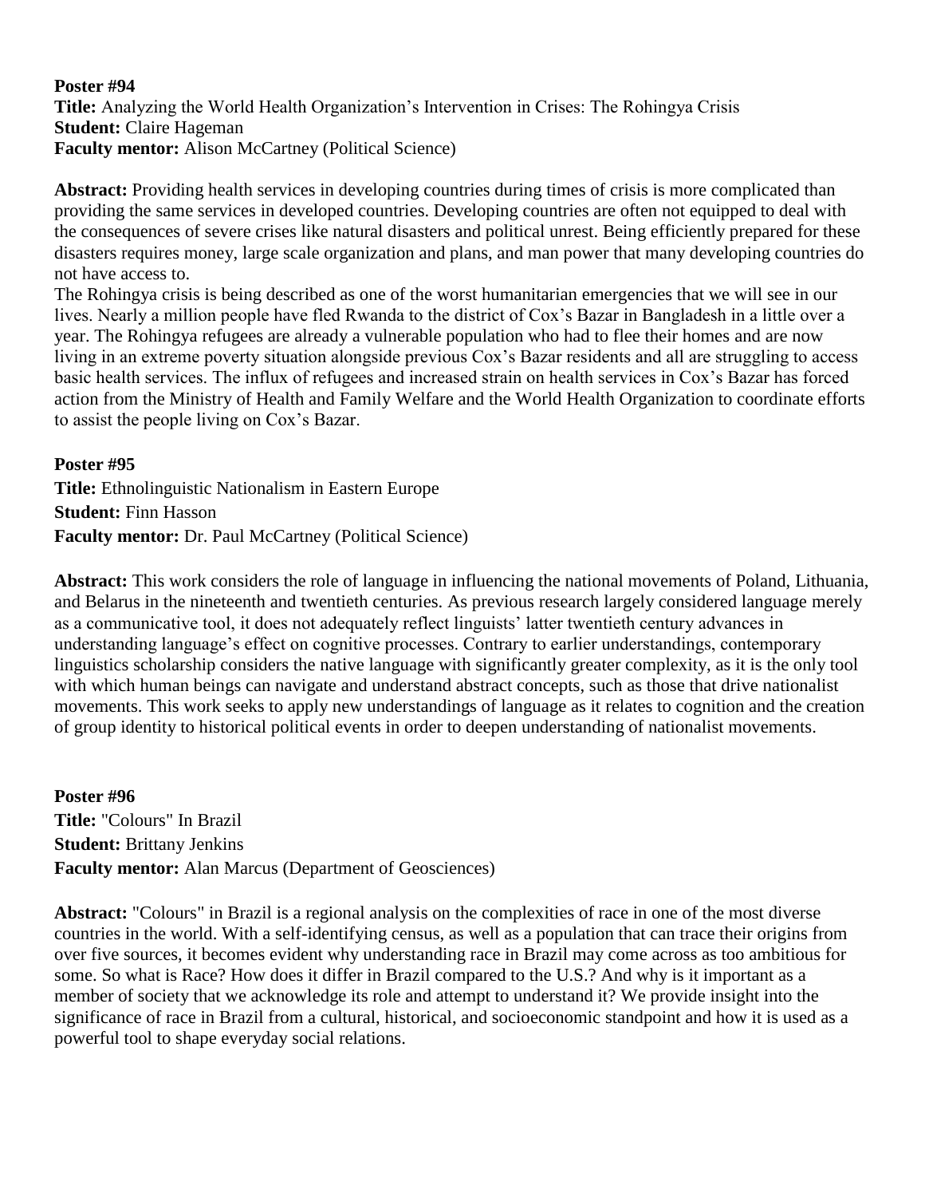**Poster #94**
**Title:** Analyzing the World Health Organization's Intervention in Crises: The Rohingya Crisis
**Student:** Claire Hageman
**Faculty mentor:** Alison McCartney (Political Science)

**Abstract:** Providing health services in developing countries during times of crisis is more complicated than providing the same services in developed countries. Developing countries are often not equipped to deal with the consequences of severe crises like natural disasters and political unrest. Being efficiently prepared for these disasters requires money, large scale organization and plans, and man power that many developing countries do not have access to.
The Rohingya crisis is being described as one of the worst humanitarian emergencies that we will see in our lives. Nearly a million people have fled Rwanda to the district of Cox's Bazar in Bangladesh in a little over a year. The Rohingya refugees are already a vulnerable population who had to flee their homes and are now living in an extreme poverty situation alongside previous Cox's Bazar residents and all are struggling to access basic health services. The influx of refugees and increased strain on health services in Cox's Bazar has forced action from the Ministry of Health and Family Welfare and the World Health Organization to coordinate efforts to assist the people living on Cox's Bazar.

**Poster #95**
**Title:** Ethnolinguistic Nationalism in Eastern Europe
**Student:** Finn Hasson
**Faculty mentor:** Dr. Paul McCartney (Political Science)

**Abstract:** This work considers the role of language in influencing the national movements of Poland, Lithuania, and Belarus in the nineteenth and twentieth centuries. As previous research largely considered language merely as a communicative tool, it does not adequately reflect linguists' latter twentieth century advances in understanding language's effect on cognitive processes. Contrary to earlier understandings, contemporary linguistics scholarship considers the native language with significantly greater complexity, as it is the only tool with which human beings can navigate and understand abstract concepts, such as those that drive nationalist movements. This work seeks to apply new understandings of language as it relates to cognition and the creation of group identity to historical political events in order to deepen understanding of nationalist movements.

**Poster #96**
**Title:** "Colours" In Brazil
**Student:** Brittany Jenkins
**Faculty mentor:** Alan Marcus (Department of Geosciences)

**Abstract:** "Colours" in Brazil is a regional analysis on the complexities of race in one of the most diverse countries in the world. With a self-identifying census, as well as a population that can trace their origins from over five sources, it becomes evident why understanding race in Brazil may come across as too ambitious for some. So what is Race? How does it differ in Brazil compared to the U.S.? And why is it important as a member of society that we acknowledge its role and attempt to understand it? We provide insight into the significance of race in Brazil from a cultural, historical, and socioeconomic standpoint and how it is used as a powerful tool to shape everyday social relations.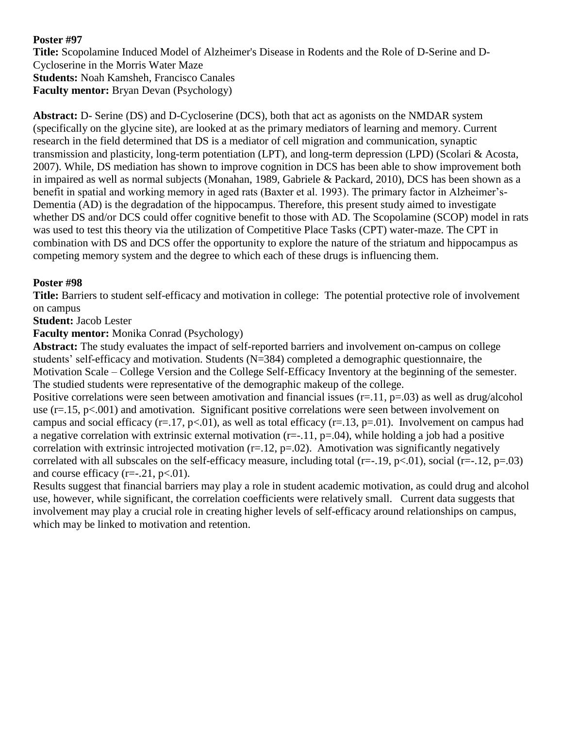**Poster #97**
**Title:** Scopolamine Induced Model of Alzheimer's Disease in Rodents and the Role of D-Serine and D-Cycloserine in the Morris Water Maze
**Students:** Noah Kamsheh, Francisco Canales
**Faculty mentor:** Bryan Devan (Psychology)

**Abstract:** D- Serine (DS) and D-Cycloserine (DCS), both that act as agonists on the NMDAR system (specifically on the glycine site), are looked at as the primary mediators of learning and memory. Current research in the field determined that DS is a mediator of cell migration and communication, synaptic transmission and plasticity, long-term potentiation (LPT), and long-term depression (LPD) (Scolari & Acosta, 2007). While, DS mediation has shown to improve cognition in DCS has been able to show improvement both in impaired as well as normal subjects (Monahan, 1989, Gabriele & Packard, 2010), DCS has been shown as a benefit in spatial and working memory in aged rats (Baxter et al. 1993). The primary factor in Alzheimer's-Dementia (AD) is the degradation of the hippocampus. Therefore, this present study aimed to investigate whether DS and/or DCS could offer cognitive benefit to those with AD. The Scopolamine (SCOP) model in rats was used to test this theory via the utilization of Competitive Place Tasks (CPT) water-maze. The CPT in combination with DS and DCS offer the opportunity to explore the nature of the striatum and hippocampus as competing memory system and the degree to which each of these drugs is influencing them.

**Poster #98**
**Title:** Barriers to student self-efficacy and motivation in college: The potential protective role of involvement on campus
**Student:** Jacob Lester
**Faculty mentor:** Monika Conrad (Psychology)
**Abstract:** The study evaluates the impact of self-reported barriers and involvement on-campus on college students' self-efficacy and motivation. Students (N=384) completed a demographic questionnaire, the Motivation Scale – College Version and the College Self-Efficacy Inventory at the beginning of the semester. The studied students were representative of the demographic makeup of the college.
Positive correlations were seen between amotivation and financial issues ($r=.11$, $p=.03$) as well as drug/alcohol use ($r=.15$, $p<.001$) and amotivation. Significant positive correlations were seen between involvement on campus and social efficacy ($r=.17$, $p<.01$), as well as total efficacy ($r=.13$, $p=.01$). Involvement on campus had a negative correlation with extrinsic external motivation ($r=-.11$, $p=.04$), while holding a job had a positive correlation with extrinsic introjected motivation ($r=.12$, $p=.02$). Amotivation was significantly negatively correlated with all subscales on the self-efficacy measure, including total ($r=-.19$, $p<.01$), social ($r=-.12$, $p=.03$) and course efficacy ($r=-.21$, $p<.01$).
Results suggest that financial barriers may play a role in student academic motivation, as could drug and alcohol use, however, while significant, the correlation coefficients were relatively small. Current data suggests that involvement may play a crucial role in creating higher levels of self-efficacy around relationships on campus, which may be linked to motivation and retention.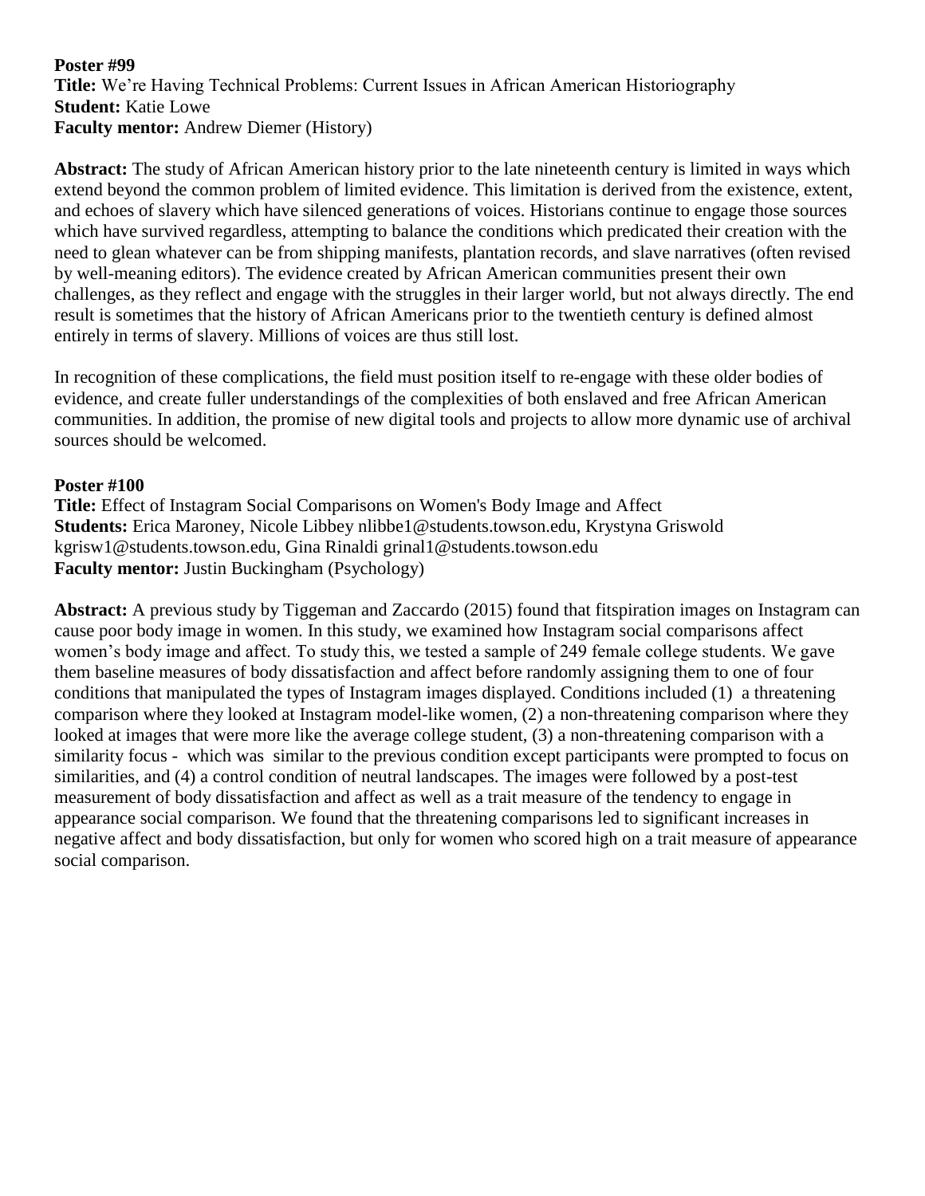**Poster #99**
**Title:** We're Having Technical Problems: Current Issues in African American Historiography
**Student:** Katie Lowe
**Faculty mentor:** Andrew Diemer (History)

**Abstract:** The study of African American history prior to the late nineteenth century is limited in ways which extend beyond the common problem of limited evidence. This limitation is derived from the existence, extent, and echoes of slavery which have silenced generations of voices. Historians continue to engage those sources which have survived regardless, attempting to balance the conditions which predicated their creation with the need to glean whatever can be from shipping manifests, plantation records, and slave narratives (often revised by well-meaning editors). The evidence created by African American communities present their own challenges, as they reflect and engage with the struggles in their larger world, but not always directly. The end result is sometimes that the history of African Americans prior to the twentieth century is defined almost entirely in terms of slavery. Millions of voices are thus still lost.

In recognition of these complications, the field must position itself to re-engage with these older bodies of evidence, and create fuller understandings of the complexities of both enslaved and free African American communities. In addition, the promise of new digital tools and projects to allow more dynamic use of archival sources should be welcomed.

**Poster #100**
**Title:** Effect of Instagram Social Comparisons on Women's Body Image and Affect
**Students:** Erica Maroney, Nicole Libbey nlibbe1@students.towson.edu, Krystyna Griswold kgrisw1@students.towson.edu, Gina Rinaldi grinal1@students.towson.edu
**Faculty mentor:** Justin Buckingham (Psychology)

**Abstract:** A previous study by Tiggeman and Zaccardo (2015) found that fitspiration images on Instagram can cause poor body image in women. In this study, we examined how Instagram social comparisons affect women's body image and affect. To study this, we tested a sample of 249 female college students. We gave them baseline measures of body dissatisfaction and affect before randomly assigning them to one of four conditions that manipulated the types of Instagram images displayed. Conditions included (1) a threatening comparison where they looked at Instagram model-like women, (2) a non-threatening comparison where they looked at images that were more like the average college student, (3) a non-threatening comparison with a similarity focus - which was similar to the previous condition except participants were prompted to focus on similarities, and (4) a control condition of neutral landscapes. The images were followed by a post-test measurement of body dissatisfaction and affect as well as a trait measure of the tendency to engage in appearance social comparison. We found that the threatening comparisons led to significant increases in negative affect and body dissatisfaction, but only for women who scored high on a trait measure of appearance social comparison.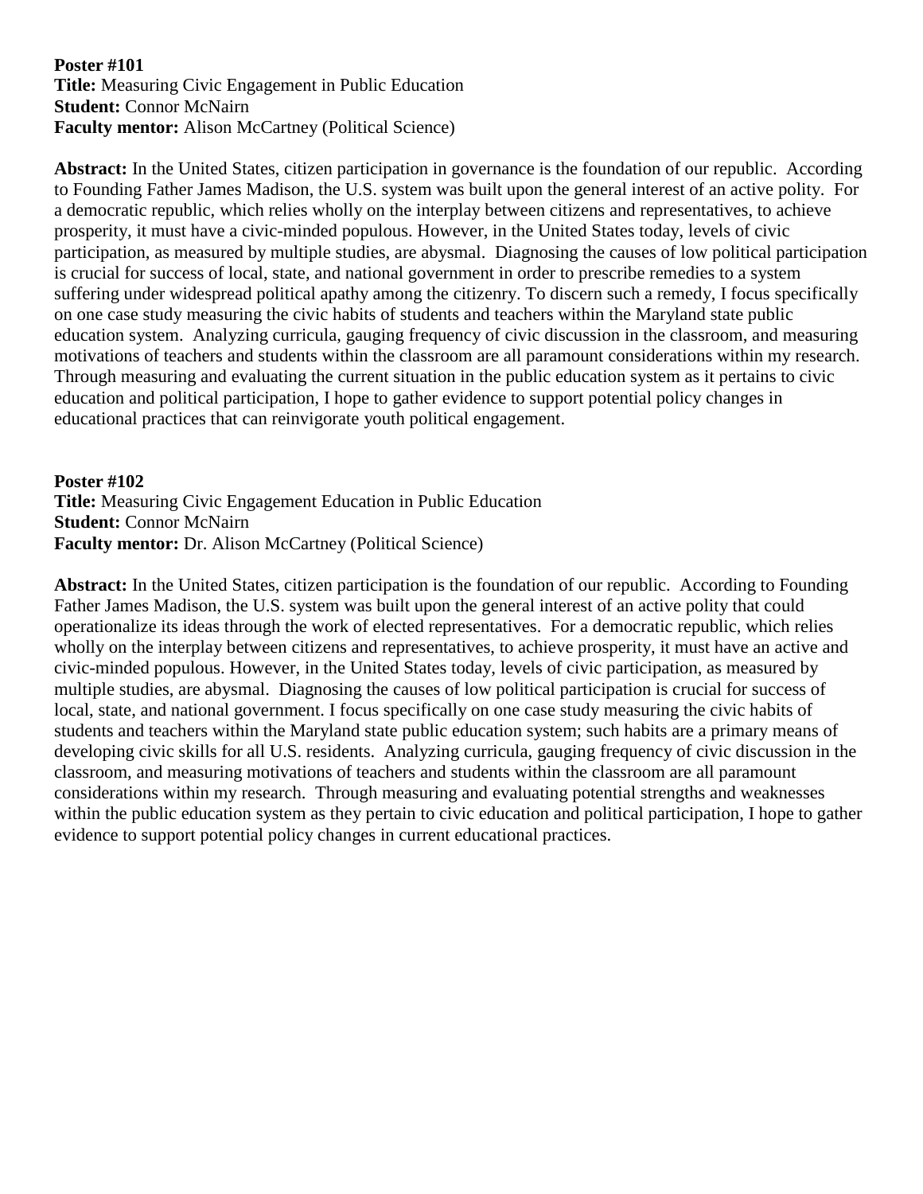**Poster #101**
**Title:** Measuring Civic Engagement in Public Education
**Student:** Connor McNairn
**Faculty mentor:** Alison McCartney (Political Science)

**Abstract:** In the United States, citizen participation in governance is the foundation of our republic. According to Founding Father James Madison, the U.S. system was built upon the general interest of an active polity. For a democratic republic, which relies wholly on the interplay between citizens and representatives, to achieve prosperity, it must have a civic-minded populous. However, in the United States today, levels of civic participation, as measured by multiple studies, are abysmal. Diagnosing the causes of low political participation is crucial for success of local, state, and national government in order to prescribe remedies to a system suffering under widespread political apathy among the citizenry. To discern such a remedy, I focus specifically on one case study measuring the civic habits of students and teachers within the Maryland state public education system. Analyzing curricula, gauging frequency of civic discussion in the classroom, and measuring motivations of teachers and students within the classroom are all paramount considerations within my research. Through measuring and evaluating the current situation in the public education system as it pertains to civic education and political participation, I hope to gather evidence to support potential policy changes in educational practices that can reinvigorate youth political engagement.

**Poster #102**
**Title:** Measuring Civic Engagement Education in Public Education
**Student:** Connor McNairn
**Faculty mentor:** Dr. Alison McCartney (Political Science)

**Abstract:** In the United States, citizen participation is the foundation of our republic. According to Founding Father James Madison, the U.S. system was built upon the general interest of an active polity that could operationalize its ideas through the work of elected representatives. For a democratic republic, which relies wholly on the interplay between citizens and representatives, to achieve prosperity, it must have an active and civic-minded populous. However, in the United States today, levels of civic participation, as measured by multiple studies, are abysmal. Diagnosing the causes of low political participation is crucial for success of local, state, and national government. I focus specifically on one case study measuring the civic habits of students and teachers within the Maryland state public education system; such habits are a primary means of developing civic skills for all U.S. residents. Analyzing curricula, gauging frequency of civic discussion in the classroom, and measuring motivations of teachers and students within the classroom are all paramount considerations within my research. Through measuring and evaluating potential strengths and weaknesses within the public education system as they pertain to civic education and political participation, I hope to gather evidence to support potential policy changes in current educational practices.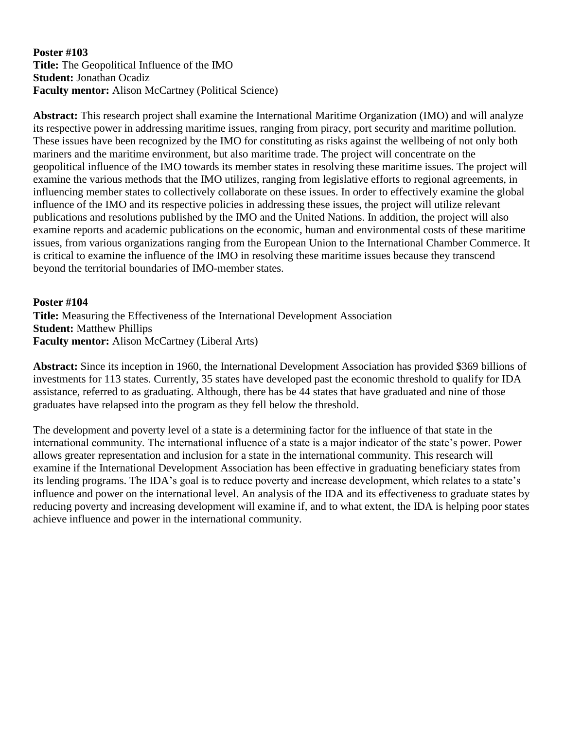**Poster #103**
**Title:** The Geopolitical Influence of the IMO
**Student:** Jonathan Ocadiz
**Faculty mentor:** Alison McCartney (Political Science)

**Abstract:** This research project shall examine the International Maritime Organization (IMO) and will analyze its respective power in addressing maritime issues, ranging from piracy, port security and maritime pollution. These issues have been recognized by the IMO for constituting as risks against the wellbeing of not only both mariners and the maritime environment, but also maritime trade. The project will concentrate on the geopolitical influence of the IMO towards its member states in resolving these maritime issues. The project will examine the various methods that the IMO utilizes, ranging from legislative efforts to regional agreements, in influencing member states to collectively collaborate on these issues. In order to effectively examine the global influence of the IMO and its respective policies in addressing these issues, the project will utilize relevant publications and resolutions published by the IMO and the United Nations. In addition, the project will also examine reports and academic publications on the economic, human and environmental costs of these maritime issues, from various organizations ranging from the European Union to the International Chamber Commerce. It is critical to examine the influence of the IMO in resolving these maritime issues because they transcend beyond the territorial boundaries of IMO-member states.

**Poster #104**
**Title:** Measuring the Effectiveness of the International Development Association
**Student:** Matthew Phillips
**Faculty mentor:** Alison McCartney (Liberal Arts)

**Abstract:** Since its inception in 1960, the International Development Association has provided $369 billions of investments for 113 states. Currently, 35 states have developed past the economic threshold to qualify for IDA assistance, referred to as graduating. Although, there has be 44 states that have graduated and nine of those graduates have relapsed into the program as they fell below the threshold.

The development and poverty level of a state is a determining factor for the influence of that state in the international community. The international influence of a state is a major indicator of the state's power. Power allows greater representation and inclusion for a state in the international community. This research will examine if the International Development Association has been effective in graduating beneficiary states from its lending programs. The IDA's goal is to reduce poverty and increase development, which relates to a state's influence and power on the international level. An analysis of the IDA and its effectiveness to graduate states by reducing poverty and increasing development will examine if, and to what extent, the IDA is helping poor states achieve influence and power in the international community.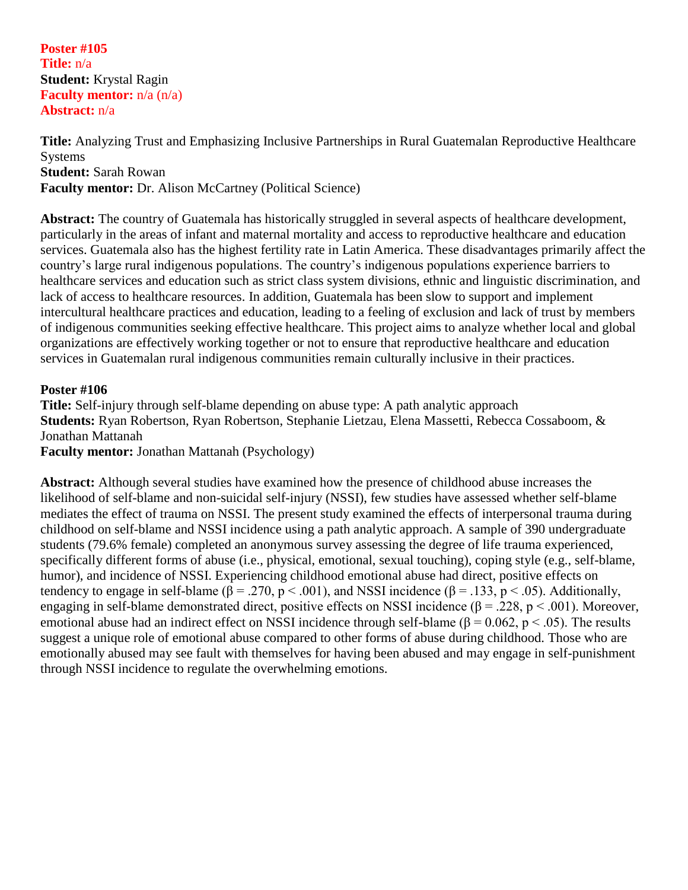**Poster #105**
**Title:** n/a
**Student:** Krystal Ragin
**Faculty mentor:** n/a (n/a)
**Abstract:** n/a

**Title:** Analyzing Trust and Emphasizing Inclusive Partnerships in Rural Guatemalan Reproductive Healthcare Systems
**Student:** Sarah Rowan
**Faculty mentor:** Dr. Alison McCartney (Political Science)

**Abstract:** The country of Guatemala has historically struggled in several aspects of healthcare development, particularly in the areas of infant and maternal mortality and access to reproductive healthcare and education services. Guatemala also has the highest fertility rate in Latin America. These disadvantages primarily affect the country's large rural indigenous populations. The country's indigenous populations experience barriers to healthcare services and education such as strict class system divisions, ethnic and linguistic discrimination, and lack of access to healthcare resources. In addition, Guatemala has been slow to support and implement intercultural healthcare practices and education, leading to a feeling of exclusion and lack of trust by members of indigenous communities seeking effective healthcare. This project aims to analyze whether local and global organizations are effectively working together or not to ensure that reproductive healthcare and education services in Guatemalan rural indigenous communities remain culturally inclusive in their practices.

**Poster #106**
**Title:** Self-injury through self-blame depending on abuse type: A path analytic approach
**Students:** Ryan Robertson, Ryan Robertson, Stephanie Lietzau, Elena Massetti, Rebecca Cossaboom, & Jonathan Mattanah
**Faculty mentor:** Jonathan Mattanah (Psychology)

**Abstract:** Although several studies have examined how the presence of childhood abuse increases the likelihood of self-blame and non-suicidal self-injury (NSSI), few studies have assessed whether self-blame mediates the effect of trauma on NSSI. The present study examined the effects of interpersonal trauma during childhood on self-blame and NSSI incidence using a path analytic approach. A sample of 390 undergraduate students (79.6% female) completed an anonymous survey assessing the degree of life trauma experienced, specifically different forms of abuse (i.e., physical, emotional, sexual touching), coping style (e.g., self-blame, humor), and incidence of NSSI. Experiencing childhood emotional abuse had direct, positive effects on tendency to engage in self-blame ($\beta = .270$, $p < .001$), and NSSI incidence ($\beta = .133$, $p < .05$). Additionally, engaging in self-blame demonstrated direct, positive effects on NSSI incidence ($\beta = .228$, $p < .001$). Moreover, emotional abuse had an indirect effect on NSSI incidence through self-blame ($\beta = 0.062$, $p < .05$). The results suggest a unique role of emotional abuse compared to other forms of abuse during childhood. Those who are emotionally abused may see fault with themselves for having been abused and may engage in self-punishment through NSSI incidence to regulate the overwhelming emotions.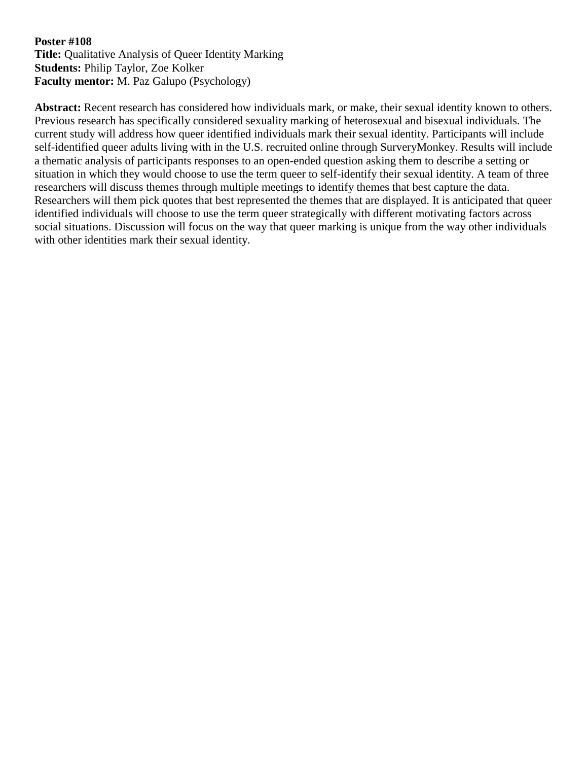**Poster #108**
**Title:** Qualitative Analysis of Queer Identity Marking
**Students:** Philip Taylor, Zoe Kolker
**Faculty mentor:** M. Paz Galupo (Psychology)

**Abstract:** Recent research has considered how individuals mark, or make, their sexual identity known to others. Previous research has specifically considered sexuality marking of heterosexual and bisexual individuals. The current study will address how queer identified individuals mark their sexual identity. Participants will include self-identified queer adults living with in the U.S. recruited online through SurveryMonkey. Results will include a thematic analysis of participants responses to an open-ended question asking them to describe a setting or situation in which they would choose to use the term queer to self-identify their sexual identity. A team of three researchers will discuss themes through multiple meetings to identify themes that best capture the data. Researchers will them pick quotes that best represented the themes that are displayed. It is anticipated that queer identified individuals will choose to use the term queer strategically with different motivating factors across social situations. Discussion will focus on the way that queer marking is unique from the way other individuals with other identities mark their sexual identity.